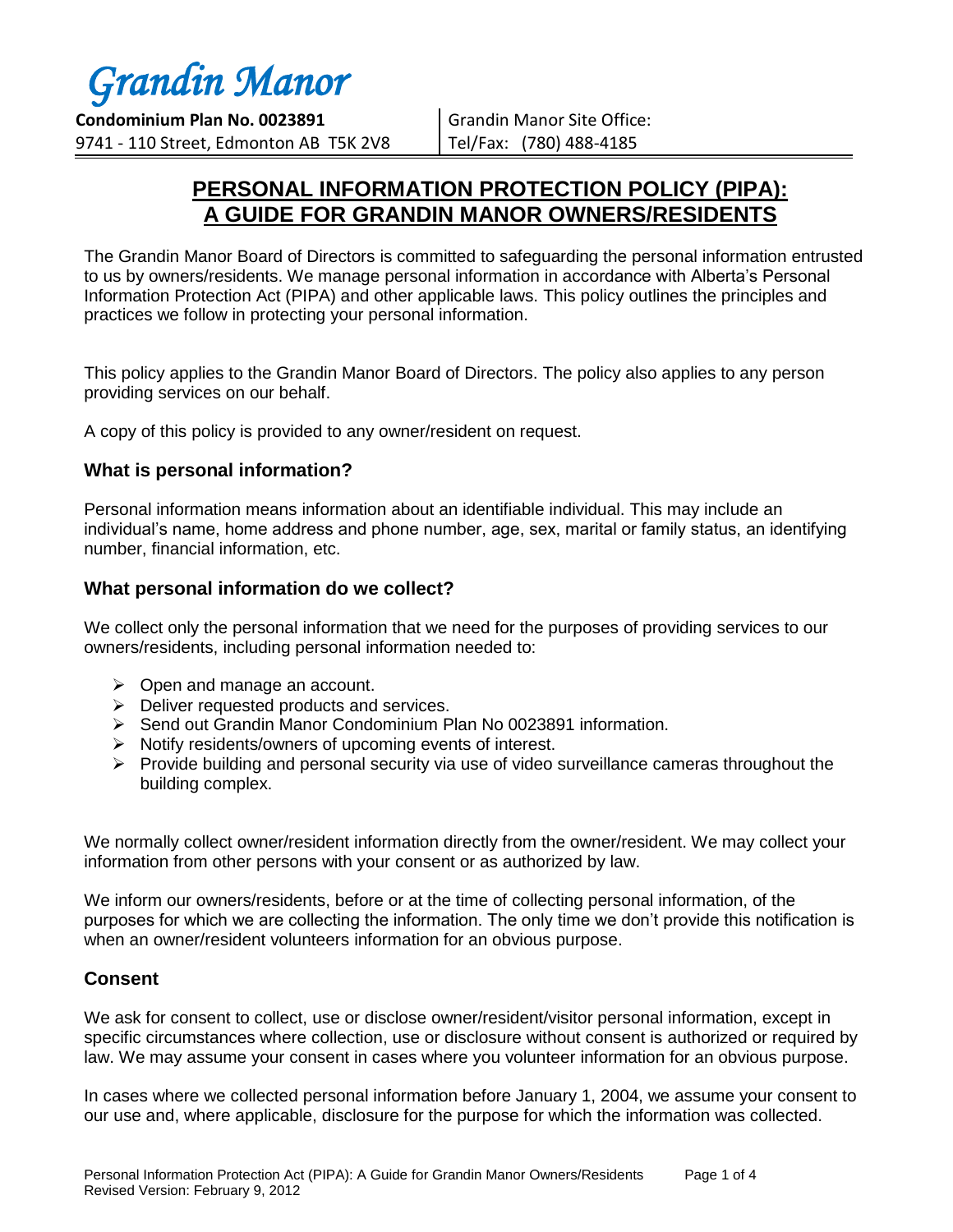*Grandin Manor*

**Condominium Plan No. 0023891**
9741 - 110 Street, Edmonton AB T5K 2V8

Grandin Manor Site Office:
Tel/Fax: (780) 488-4185

# PERSONAL INFORMATION PROTECTION POLICY (PIPA): A GUIDE FOR GRANDIN MANOR OWNERS/RESIDENTS

The Grandin Manor Board of Directors is committed to safeguarding the personal information entrusted to us by owners/residents. We manage personal information in accordance with Alberta's Personal Information Protection Act (PIPA) and other applicable laws. This policy outlines the principles and practices we follow in protecting your personal information.

This policy applies to the Grandin Manor Board of Directors. The policy also applies to any person providing services on our behalf.

A copy of this policy is provided to any owner/resident on request.

## What is personal information?

Personal information means information about an identifiable individual. This may include an individual's name, home address and phone number, age, sex, marital or family status, an identifying number, financial information, etc.

## What personal information do we collect?

We collect only the personal information that we need for the purposes of providing services to our owners/residents, including personal information needed to:

- Open and manage an account.
- Deliver requested products and services.
- Send out Grandin Manor Condominium Plan No 0023891 information.
- Notify residents/owners of upcoming events of interest.
- Provide building and personal security via use of video surveillance cameras throughout the building complex.

We normally collect owner/resident information directly from the owner/resident. We may collect your information from other persons with your consent or as authorized by law.

We inform our owners/residents, before or at the time of collecting personal information, of the purposes for which we are collecting the information. The only time we don't provide this notification is when an owner/resident volunteers information for an obvious purpose.

## Consent

We ask for consent to collect, use or disclose owner/resident/visitor personal information, except in specific circumstances where collection, use or disclosure without consent is authorized or required by law. We may assume your consent in cases where you volunteer information for an obvious purpose.

In cases where we collected personal information before January 1, 2004, we assume your consent to our use and, where applicable, disclosure for the purpose for which the information was collected.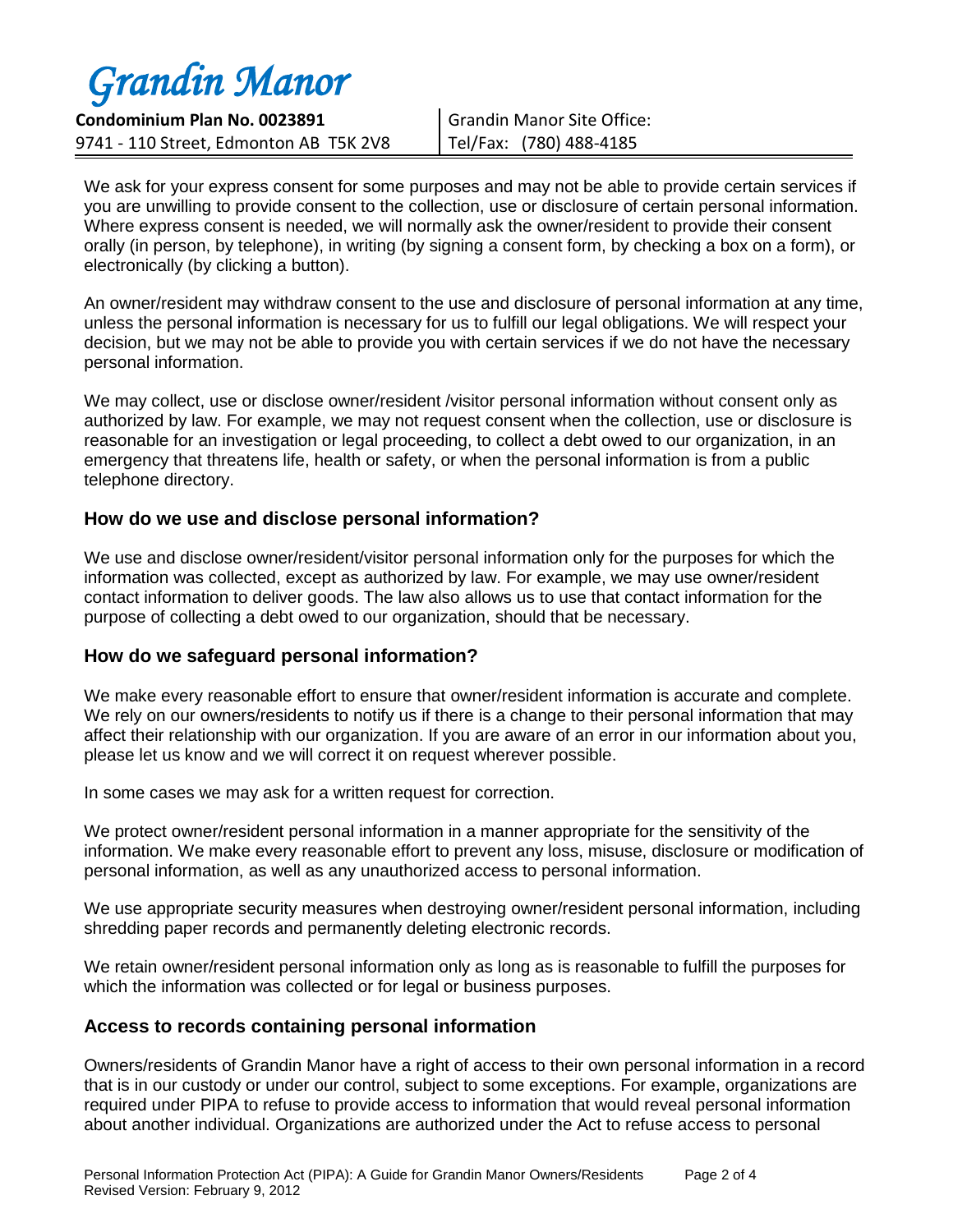We ask for your express consent for some purposes and may not be able to provide certain services if you are unwilling to provide consent to the collection, use or disclosure of certain personal information. Where express consent is needed, we will normally ask the owner/resident to provide their consent orally (in person, by telephone), in writing (by signing a consent form, by checking a box on a form), or electronically (by clicking a button).

An owner/resident may withdraw consent to the use and disclosure of personal information at any time, unless the personal information is necessary for us to fulfill our legal obligations. We will respect your decision, but we may not be able to provide you with certain services if we do not have the necessary personal information.

We may collect, use or disclose owner/resident /visitor personal information without consent only as authorized by law. For example, we may not request consent when the collection, use or disclosure is reasonable for an investigation or legal proceeding, to collect a debt owed to our organization, in an emergency that threatens life, health or safety, or when the personal information is from a public telephone directory.

## How do we use and disclose personal information?

We use and disclose owner/resident/visitor personal information only for the purposes for which the information was collected, except as authorized by law. For example, we may use owner/resident contact information to deliver goods. The law also allows us to use that contact information for the purpose of collecting a debt owed to our organization, should that be necessary.

## How do we safeguard personal information?

We make every reasonable effort to ensure that owner/resident information is accurate and complete. We rely on our owners/residents to notify us if there is a change to their personal information that may affect their relationship with our organization. If you are aware of an error in our information about you, please let us know and we will correct it on request wherever possible.

In some cases we may ask for a written request for correction.

We protect owner/resident personal information in a manner appropriate for the sensitivity of the information. We make every reasonable effort to prevent any loss, misuse, disclosure or modification of personal information, as well as any unauthorized access to personal information.

We use appropriate security measures when destroying owner/resident personal information, including shredding paper records and permanently deleting electronic records.

We retain owner/resident personal information only as long as is reasonable to fulfill the purposes for which the information was collected or for legal or business purposes.

## Access to records containing personal information

Owners/residents of Grandin Manor have a right of access to their own personal information in a record that is in our custody or under our control, subject to some exceptions. For example, organizations are required under PIPA to refuse to provide access to information that would reveal personal information about another individual. Organizations are authorized under the Act to refuse access to personal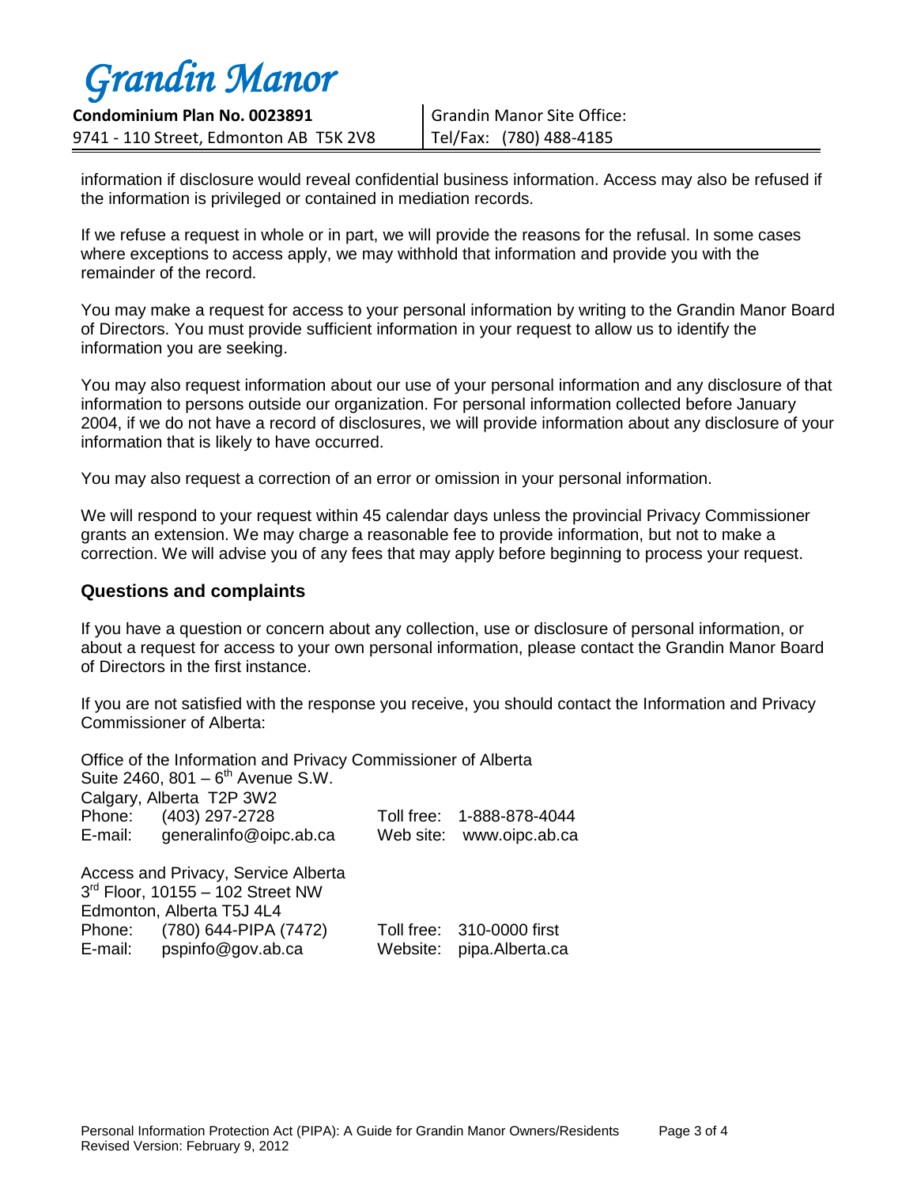information if disclosure would reveal confidential business information. Access may also be refused if the information is privileged or contained in mediation records.

If we refuse a request in whole or in part, we will provide the reasons for the refusal. In some cases where exceptions to access apply, we may withhold that information and provide you with the remainder of the record.

You may make a request for access to your personal information by writing to the Grandin Manor Board of Directors. You must provide sufficient information in your request to allow us to identify the information you are seeking.

You may also request information about our use of your personal information and any disclosure of that information to persons outside our organization. For personal information collected before January 2004, if we do not have a record of disclosures, we will provide information about any disclosure of your information that is likely to have occurred.

You may also request a correction of an error or omission in your personal information.

We will respond to your request within 45 calendar days unless the provincial Privacy Commissioner grants an extension. We may charge a reasonable fee to provide information, but not to make a correction. We will advise you of any fees that may apply before beginning to process your request.

## Questions and complaints

If you have a question or concern about any collection, use or disclosure of personal information, or about a request for access to your own personal information, please contact the Grandin Manor Board of Directors in the first instance.

If you are not satisfied with the response you receive, you should contact the Information and Privacy Commissioner of Alberta:

Office of the Information and Privacy Commissioner of Alberta
Suite 2460, 801 – 6th Avenue S.W.
Calgary, Alberta T2P 3W2
Phone: (403) 297-2728 Toll free: 1-888-878-4044
E-mail: generalinfo@oipc.ab.ca Web site: www.oipc.ab.ca

Access and Privacy, Service Alberta
3rd Floor, 10155 – 102 Street NW
Edmonton, Alberta T5J 4L4
Phone: (780) 644-PIPA (7472) Toll free: 310-0000 first
E-mail: pspinfo@gov.ab.ca Website: pipa.Alberta.ca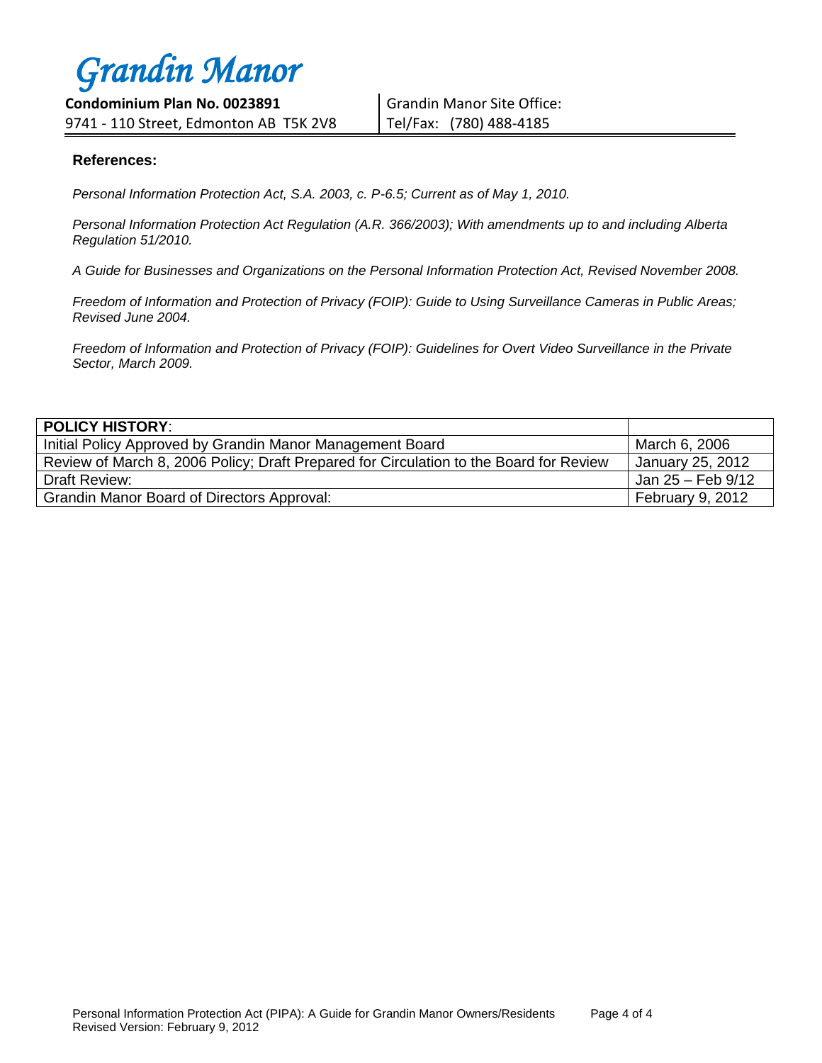# Grandin Manor

**Condominium Plan No. 0023891**
9741 - 110 Street, Edmonton AB T5K 2V8

Grandin Manor Site Office:
Tel/Fax: (780) 488-4185

**References:**

*Personal Information Protection Act, S.A. 2003, c. P-6.5; Current as of May 1, 2010.*

*Personal Information Protection Act Regulation (A.R. 366/2003); With amendments up to and including Alberta Regulation 51/2010.*

*A Guide for Businesses and Organizations on the Personal Information Protection Act, Revised November 2008.*

*Freedom of Information and Protection of Privacy (FOIP): Guide to Using Surveillance Cameras in Public Areas; Revised June 2004.*

*Freedom of Information and Protection of Privacy (FOIP): Guidelines for Overt Video Surveillance in the Private Sector, March 2009.*

| **POLICY HISTORY**: | |
|---|---|
| Initial Policy Approved by Grandin Manor Management Board | March 6, 2006 |
| Review of March 8, 2006 Policy; Draft Prepared for Circulation to the Board for Review | January 25, 2012 |
| Draft Review: | Jan 25 – Feb 9/12 |
| Grandin Manor Board of Directors Approval: | February 9, 2012 |

Personal Information Protection Act (PIPA): A Guide for Grandin Manor Owners/Residents
Revised Version: February 9, 2012